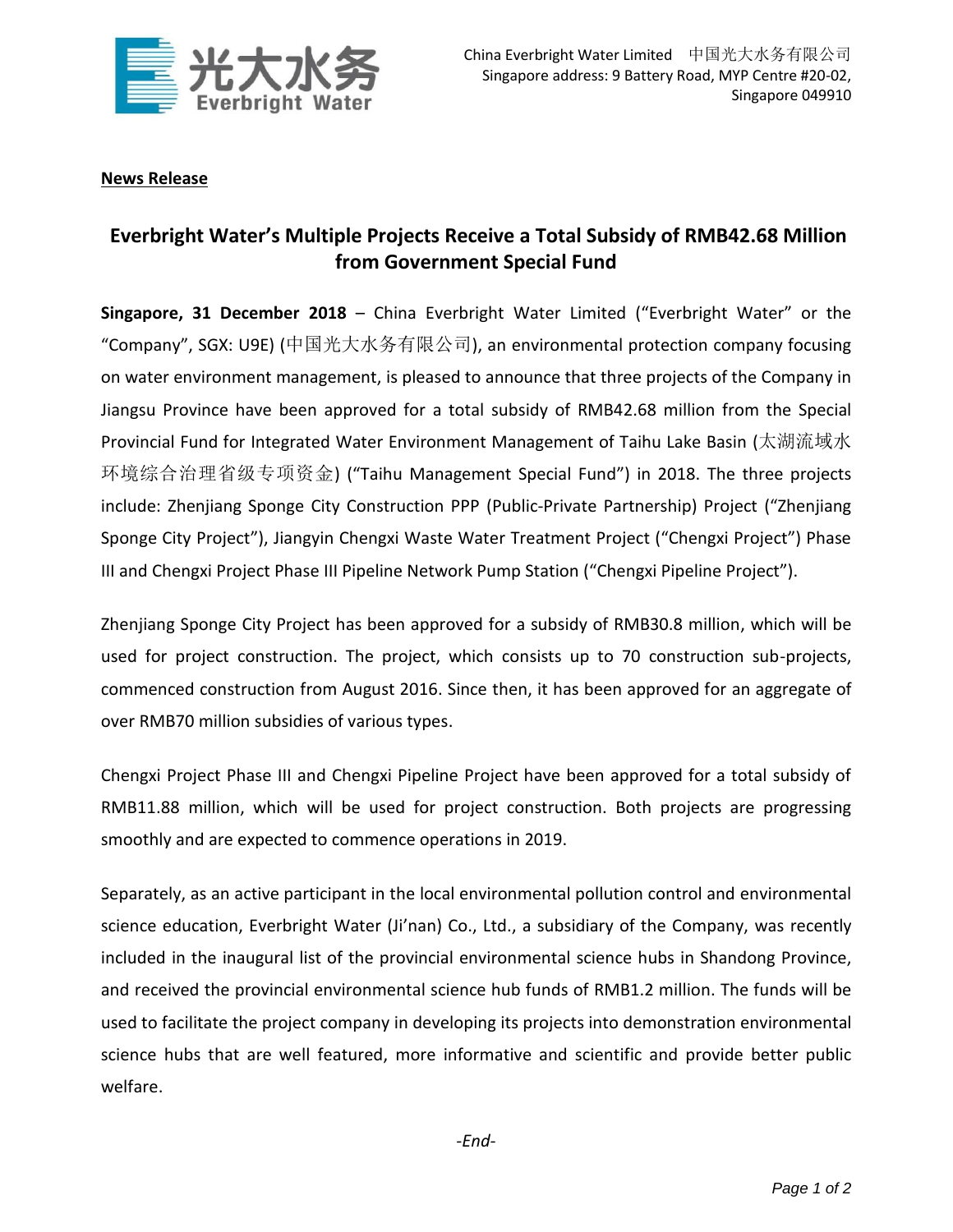China Everbright Water Limited 中国光大水务有限公司
Singapore address: 9 Battery Road, MYP Centre #20-02, Singapore 049910

**News Release**

# Everbright Water's Multiple Projects Receive a Total Subsidy of RMB42.68 Million from Government Special Fund

**Singapore, 31 December 2018** – China Everbright Water Limited ("Everbright Water" or the "Company", SGX: U9E) (中国光大水务有限公司), an environmental protection company focusing on water environment management, is pleased to announce that three projects of the Company in Jiangsu Province have been approved for a total subsidy of RMB42.68 million from the Special Provincial Fund for Integrated Water Environment Management of Taihu Lake Basin (太湖流域水环境综合治理省级专项资金) ("Taihu Management Special Fund") in 2018. The three projects include: Zhenjiang Sponge City Construction PPP (Public-Private Partnership) Project ("Zhenjiang Sponge City Project"), Jiangyin Chengxi Waste Water Treatment Project ("Chengxi Project") Phase III and Chengxi Project Phase III Pipeline Network Pump Station ("Chengxi Pipeline Project").

Zhenjiang Sponge City Project has been approved for a subsidy of RMB30.8 million, which will be used for project construction. The project, which consists up to 70 construction sub-projects, commenced construction from August 2016. Since then, it has been approved for an aggregate of over RMB70 million subsidies of various types.

Chengxi Project Phase III and Chengxi Pipeline Project have been approved for a total subsidy of RMB11.88 million, which will be used for project construction. Both projects are progressing smoothly and are expected to commence operations in 2019.

Separately, as an active participant in the local environmental pollution control and environmental science education, Everbright Water (Ji'nan) Co., Ltd., a subsidiary of the Company, was recently included in the inaugural list of the provincial environmental science hubs in Shandong Province, and received the provincial environmental science hub funds of RMB1.2 million. The funds will be used to facilitate the project company in developing its projects into demonstration environmental science hubs that are well featured, more informative and scientific and provide better public welfare.

*-End-*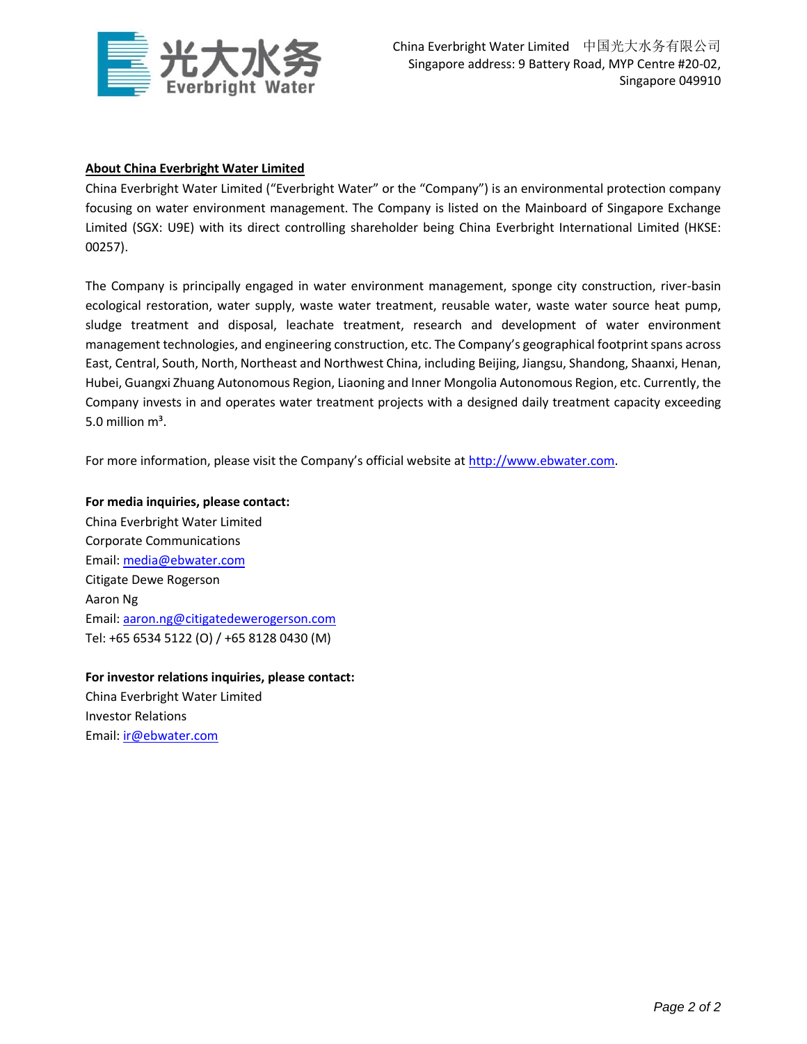China Everbright Water Limited 中国光大水务有限公司
Singapore address: 9 Battery Road, MYP Centre #20-02,
Singapore 049910

**About China Everbright Water Limited**

China Everbright Water Limited ("Everbright Water" or the "Company") is an environmental protection company focusing on water environment management. The Company is listed on the Mainboard of Singapore Exchange Limited (SGX: U9E) with its direct controlling shareholder being China Everbright International Limited (HKSE: 00257).

The Company is principally engaged in water environment management, sponge city construction, river-basin ecological restoration, water supply, waste water treatment, reusable water, waste water source heat pump, sludge treatment and disposal, leachate treatment, research and development of water environment management technologies, and engineering construction, etc. The Company's geographical footprint spans across East, Central, South, North, Northeast and Northwest China, including Beijing, Jiangsu, Shandong, Shaanxi, Henan, Hubei, Guangxi Zhuang Autonomous Region, Liaoning and Inner Mongolia Autonomous Region, etc. Currently, the Company invests in and operates water treatment projects with a designed daily treatment capacity exceeding 5.0 million $m^3$.

For more information, please visit the Company's official website at http://www.ebwater.com.

**For media inquiries, please contact:**

China Everbright Water Limited
Corporate Communications
Email: media@ebwater.com
Citigate Dewe Rogerson
Aaron Ng
Email: aaron.ng@citigatedewerogerson.com
Tel: +65 6534 5122 (O) / +65 8128 0430 (M)

**For investor relations inquiries, please contact:**

China Everbright Water Limited
Investor Relations
Email: ir@ebwater.com